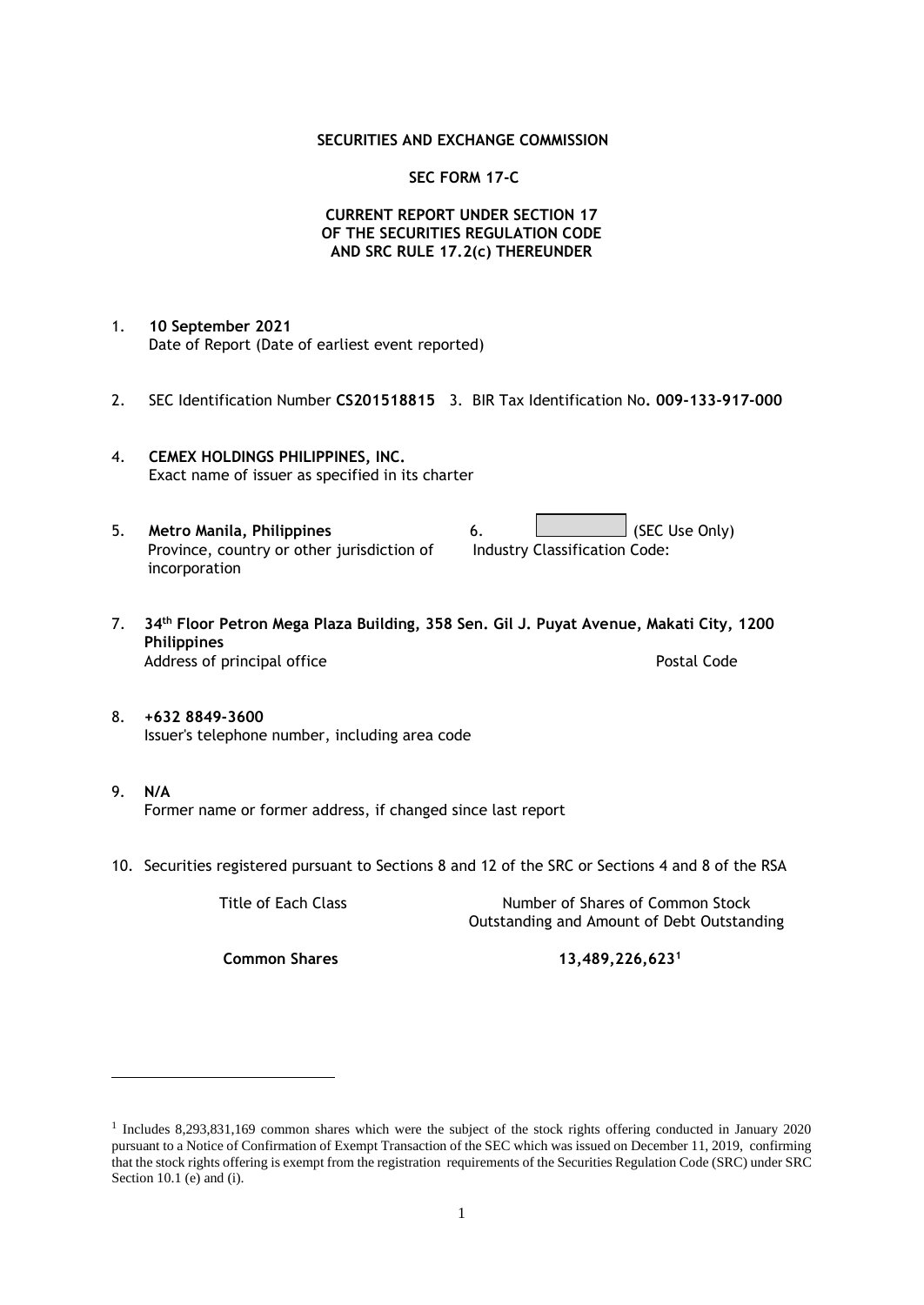**SECURITIES AND EXCHANGE COMMISSION**

**SEC FORM 17-C**

**CURRENT REPORT UNDER SECTION 17
OF THE SECURITIES REGULATION CODE
AND SRC RULE 17.2(c) THEREUNDER**

1. **10 September 2021**
   Date of Report (Date of earliest event reported)

2. SEC Identification Number **CS201518815** 3. BIR Tax Identification No**. 009-133-917-000**

4. **CEMEX HOLDINGS PHILIPPINES, INC.**
   Exact name of issuer as specified in its charter

5. **Metro Manila, Philippines**
   Province, country or other jurisdiction of incorporation

6. (SEC Use Only)
   Industry Classification Code:

7. **34th Floor Petron Mega Plaza Building, 358 Sen. Gil J. Puyat Avenue, Makati City, 1200 Philippines**
   Address of principal office Postal Code

8. **+632 8849-3600**
   Issuer's telephone number, including area code

9. **N/A**
   Former name or former address, if changed since last report

10. Securities registered pursuant to Sections 8 and 12 of the SRC or Sections 4 and 8 of the RSA

| Title of Each Class | Number of Shares of Common Stock Outstanding and Amount of Debt Outstanding |
|---|---|
| **Common Shares** | **13,489,226,623[1]** |

[1] Includes 8,293,831,169 common shares which were the subject of the stock rights offering conducted in January 2020 pursuant to a Notice of Confirmation of Exempt Transaction of the SEC which was issued on December 11, 2019, confirming that the stock rights offering is exempt from the registration requirements of the Securities Regulation Code (SRC) under SRC Section 10.1 (e) and (i).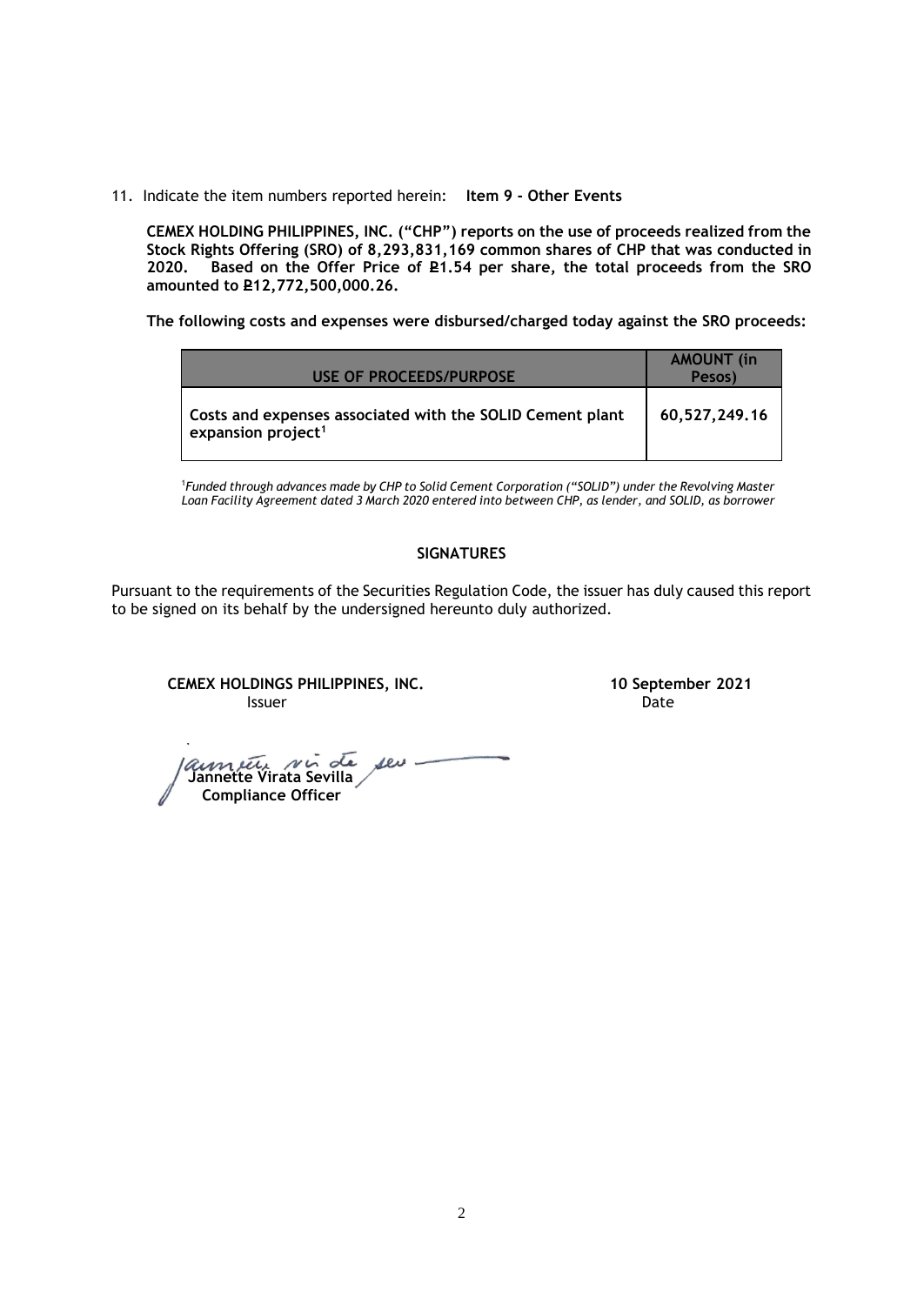11. Indicate the item numbers reported herein: **Item 9 - Other Events**

**CEMEX HOLDING PHILIPPINES, INC. ("CHP") reports on the use of proceeds realized from the Stock Rights Offering (SRO) of 8,293,831,169 common shares of CHP that was conducted in 2020. Based on the Offer Price of ₱1.54 per share, the total proceeds from the SRO amounted to ₱12,772,500,000.26.**

**The following costs and expenses were disbursed/charged today against the SRO proceeds:**

| USE OF PROCEEDS/PURPOSE | AMOUNT (in Pesos) |
|---|---|
| **Costs and expenses associated with the SOLID Cement plant expansion project[1]** | **60,527,249.16** |

[1]*Funded through advances made by CHP to Solid Cement Corporation ("SOLID") under the Revolving Master Loan Facility Agreement dated 3 March 2020 entered into between CHP, as lender, and SOLID, as borrower*

**SIGNATURES**

Pursuant to the requirements of the Securities Regulation Code, the issuer has duly caused this report to be signed on its behalf by the undersigned hereunto duly authorized.

**CEMEX HOLDINGS PHILIPPINES, INC.** — Issuer

**10 September 2021** — Date

**Jannette Virata Sevilla**
**Compliance Officer**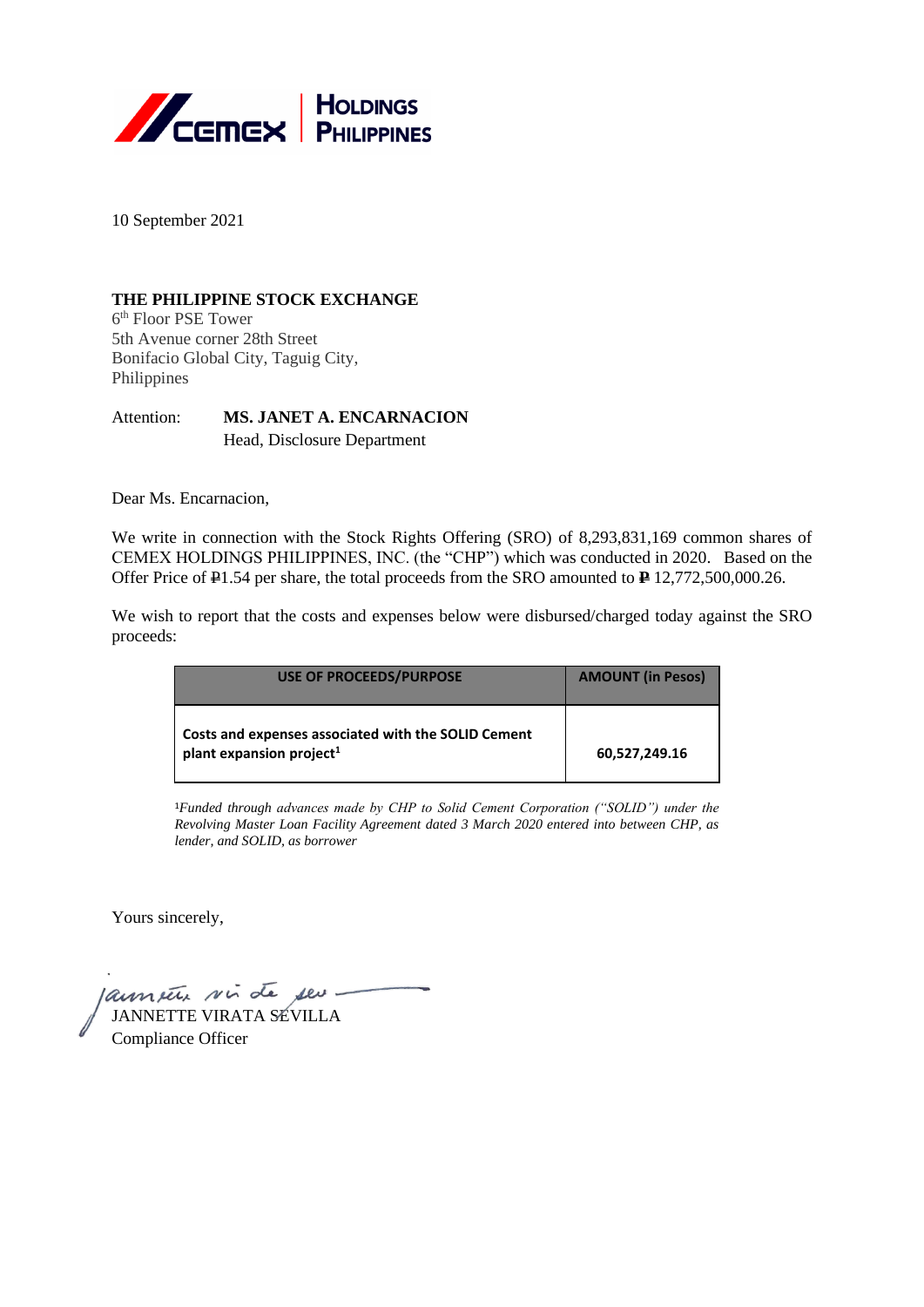10 September 2021

**THE PHILIPPINE STOCK EXCHANGE**
6th Floor PSE Tower
5th Avenue corner 28th Street
Bonifacio Global City, Taguig City,
Philippines

Attention: **MS. JANET A. ENCARNACION**
Head, Disclosure Department

Dear Ms. Encarnacion,

We write in connection with the Stock Rights Offering (SRO) of 8,293,831,169 common shares of CEMEX HOLDINGS PHILIPPINES, INC. (the "CHP") which was conducted in 2020. Based on the Offer Price of ₱1.54 per share, the total proceeds from the SRO amounted to ₱ 12,772,500,000.26.

We wish to report that the costs and expenses below were disbursed/charged today against the SRO proceeds:

| USE OF PROCEEDS/PURPOSE | AMOUNT (in Pesos) |
|---|---|
| **Costs and expenses associated with the SOLID Cement plant expansion project[1]** | **60,527,249.16** |

[1] *Funded through advances made by CHP to Solid Cement Corporation ("SOLID") under the Revolving Master Loan Facility Agreement dated 3 March 2020 entered into between CHP, as lender, and SOLID, as borrower*

Yours sincerely,

JANNETTE VIRATA SEVILLA
Compliance Officer